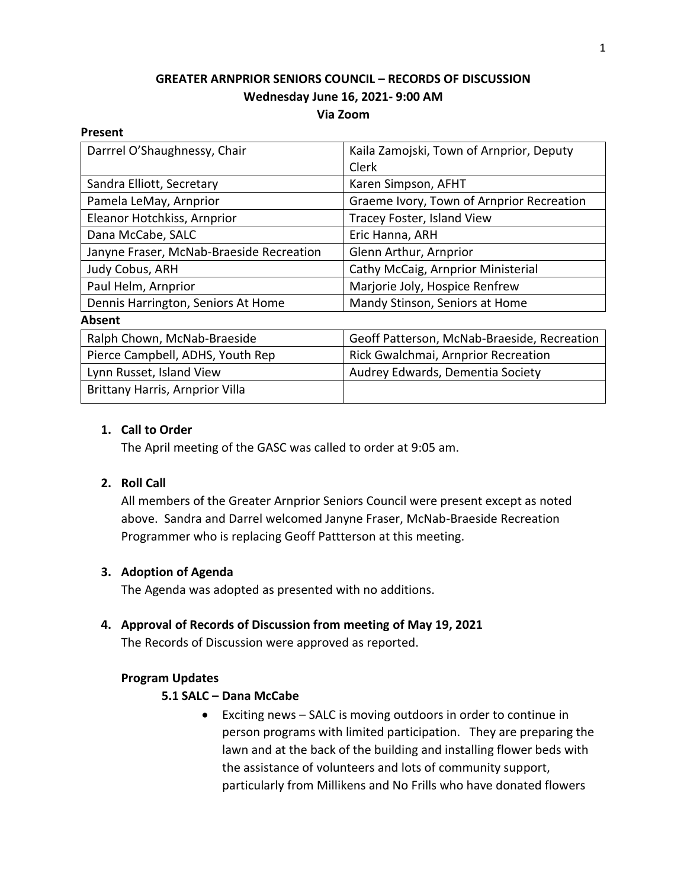# GREATER ARNPRIOR SENIORS COUNCIL – RECORDS OF DISCUSSION

**Wednesday June 16, 2021- 9:00 AM**

**Via Zoom**

**Present**

| | |
|---|---|
| Darrrel O'Shaughnessy, Chair | Kaila Zamojski, Town of Arnprior, Deputy Clerk |
| Sandra Elliott, Secretary | Karen Simpson, AFHT |
| Pamela LeMay, Arnprior | Graeme Ivory, Town of Arnprior Recreation |
| Eleanor Hotchkiss, Arnprior | Tracey Foster, Island View |
| Dana McCabe, SALC | Eric Hanna, ARH |
| Janyne Fraser, McNab-Braeside Recreation | Glenn Arthur, Arnprior |
| Judy Cobus, ARH | Cathy McCaig, Arnprior Ministerial |
| Paul Helm, Arnprior | Marjorie Joly, Hospice Renfrew |
| Dennis Harrington, Seniors At Home | Mandy Stinson, Seniors at Home |

**Absent**

| | |
|---|---|
| Ralph Chown, McNab-Braeside | Geoff Patterson, McNab-Braeside, Recreation |
| Pierce Campbell, ADHS, Youth Rep | Rick Gwalchmai, Arnprior Recreation |
| Lynn Russet, Island View | Audrey Edwards, Dementia Society |
| Brittany Harris, Arnprior Villa | |

1. **Call to Order**
   The April meeting of the GASC was called to order at 9:05 am.

2. **Roll Call**
   All members of the Greater Arnprior Seniors Council were present except as noted above. Sandra and Darrel welcomed Janyne Fraser, McNab-Braeside Recreation Programmer who is replacing Geoff Pattterson at this meeting.

3. **Adoption of Agenda**
   The Agenda was adopted as presented with no additions.

4. **Approval of Records of Discussion from meeting of May 19, 2021**
   The Records of Discussion were approved as reported.

**Program Updates**

**5.1 SALC – Dana McCabe**

- Exciting news – SALC is moving outdoors in order to continue in person programs with limited participation. They are preparing the lawn and at the back of the building and installing flower beds with the assistance of volunteers and lots of community support, particularly from Millikens and No Frills who have donated flowers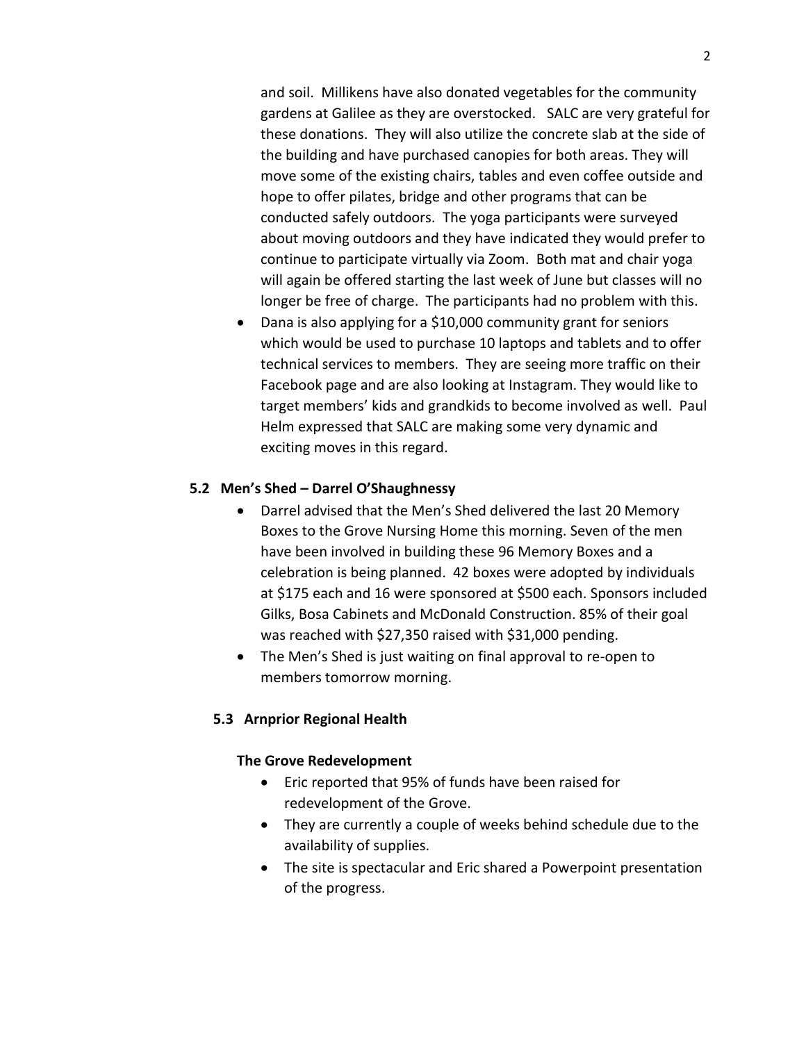and soil. Millikens have also donated vegetables for the community gardens at Galilee as they are overstocked. SALC are very grateful for these donations. They will also utilize the concrete slab at the side of the building and have purchased canopies for both areas. They will move some of the existing chairs, tables and even coffee outside and hope to offer pilates, bridge and other programs that can be conducted safely outdoors. The yoga participants were surveyed about moving outdoors and they have indicated they would prefer to continue to participate virtually via Zoom. Both mat and chair yoga will again be offered starting the last week of June but classes will no longer be free of charge. The participants had no problem with this.

- Dana is also applying for a $10,000 community grant for seniors which would be used to purchase 10 laptops and tablets and to offer technical services to members. They are seeing more traffic on their Facebook page and are also looking at Instagram. They would like to target members' kids and grandkids to become involved as well. Paul Helm expressed that SALC are making some very dynamic and exciting moves in this regard.

### 5.2 Men's Shed – Darrel O'Shaughnessy

- Darrel advised that the Men's Shed delivered the last 20 Memory Boxes to the Grove Nursing Home this morning. Seven of the men have been involved in building these 96 Memory Boxes and a celebration is being planned. 42 boxes were adopted by individuals at $175 each and 16 were sponsored at $500 each. Sponsors included Gilks, Bosa Cabinets and McDonald Construction. 85% of their goal was reached with $27,350 raised with $31,000 pending.
- The Men's Shed is just waiting on final approval to re-open to members tomorrow morning.

### 5.3 Arnprior Regional Health

**The Grove Redevelopment**

- Eric reported that 95% of funds have been raised for redevelopment of the Grove.
- They are currently a couple of weeks behind schedule due to the availability of supplies.
- The site is spectacular and Eric shared a Powerpoint presentation of the progress.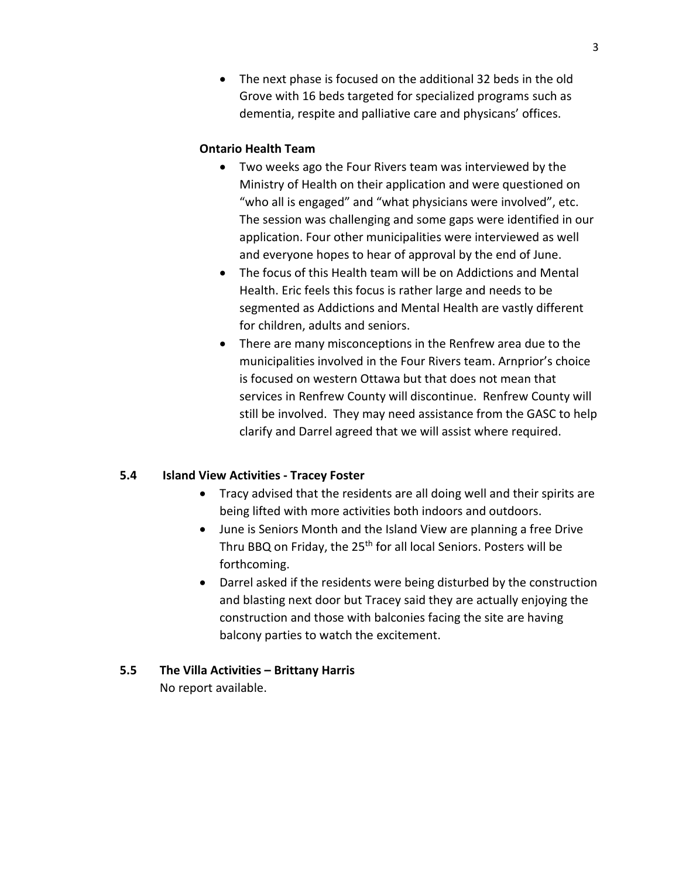- The next phase is focused on the additional 32 beds in the old Grove with 16 beds targeted for specialized programs such as dementia, respite and palliative care and physicans' offices.

**Ontario Health Team**

- Two weeks ago the Four Rivers team was interviewed by the Ministry of Health on their application and were questioned on "who all is engaged" and "what physicians were involved", etc. The session was challenging and some gaps were identified in our application. Four other municipalities were interviewed as well and everyone hopes to hear of approval by the end of June.
- The focus of this Health team will be on Addictions and Mental Health. Eric feels this focus is rather large and needs to be segmented as Addictions and Mental Health are vastly different for children, adults and seniors.
- There are many misconceptions in the Renfrew area due to the municipalities involved in the Four Rivers team. Arnprior's choice is focused on western Ottawa but that does not mean that services in Renfrew County will discontinue. Renfrew County will still be involved. They may need assistance from the GASC to help clarify and Darrel agreed that we will assist where required.

**5.4 Island View Activities - Tracey Foster**

- Tracy advised that the residents are all doing well and their spirits are being lifted with more activities both indoors and outdoors.
- June is Seniors Month and the Island View are planning a free Drive Thru BBQ on Friday, the 25th for all local Seniors. Posters will be forthcoming.
- Darrel asked if the residents were being disturbed by the construction and blasting next door but Tracey said they are actually enjoying the construction and those with balconies facing the site are having balcony parties to watch the excitement.

**5.5 The Villa Activities – Brittany Harris**

No report available.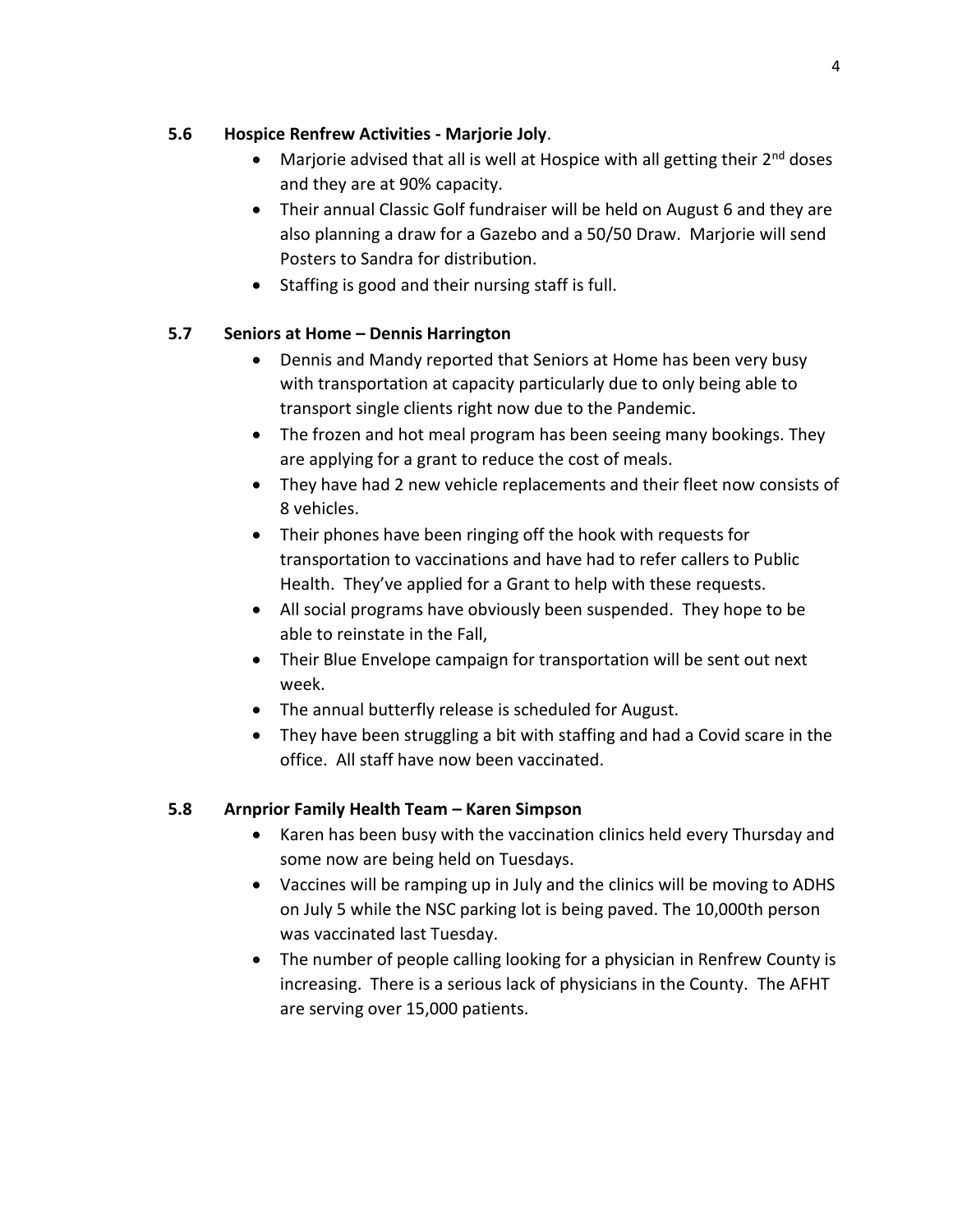### 5.6 Hospice Renfrew Activities - Marjorie Joly.

- Marjorie advised that all is well at Hospice with all getting their 2nd doses and they are at 90% capacity.
- Their annual Classic Golf fundraiser will be held on August 6 and they are also planning a draw for a Gazebo and a 50/50 Draw. Marjorie will send Posters to Sandra for distribution.
- Staffing is good and their nursing staff is full.

### 5.7 Seniors at Home – Dennis Harrington

- Dennis and Mandy reported that Seniors at Home has been very busy with transportation at capacity particularly due to only being able to transport single clients right now due to the Pandemic.
- The frozen and hot meal program has been seeing many bookings. They are applying for a grant to reduce the cost of meals.
- They have had 2 new vehicle replacements and their fleet now consists of 8 vehicles.
- Their phones have been ringing off the hook with requests for transportation to vaccinations and have had to refer callers to Public Health. They've applied for a Grant to help with these requests.
- All social programs have obviously been suspended. They hope to be able to reinstate in the Fall,
- Their Blue Envelope campaign for transportation will be sent out next week.
- The annual butterfly release is scheduled for August.
- They have been struggling a bit with staffing and had a Covid scare in the office. All staff have now been vaccinated.

### 5.8 Arnprior Family Health Team – Karen Simpson

- Karen has been busy with the vaccination clinics held every Thursday and some now are being held on Tuesdays.
- Vaccines will be ramping up in July and the clinics will be moving to ADHS on July 5 while the NSC parking lot is being paved. The 10,000th person was vaccinated last Tuesday.
- The number of people calling looking for a physician in Renfrew County is increasing. There is a serious lack of physicians in the County. The AFHT are serving over 15,000 patients.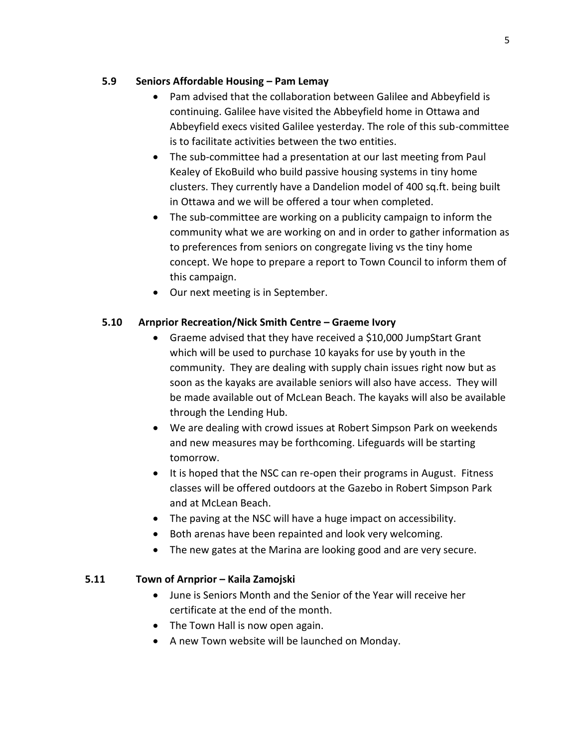### 5.9 Seniors Affordable Housing – Pam Lemay

- Pam advised that the collaboration between Galilee and Abbeyfield is continuing. Galilee have visited the Abbeyfield home in Ottawa and Abbeyfield execs visited Galilee yesterday. The role of this sub-committee is to facilitate activities between the two entities.
- The sub-committee had a presentation at our last meeting from Paul Kealey of EkoBuild who build passive housing systems in tiny home clusters. They currently have a Dandelion model of 400 sq.ft. being built in Ottawa and we will be offered a tour when completed.
- The sub-committee are working on a publicity campaign to inform the community what we are working on and in order to gather information as to preferences from seniors on congregate living vs the tiny home concept. We hope to prepare a report to Town Council to inform them of this campaign.
- Our next meeting is in September.

### 5.10 Arnprior Recreation/Nick Smith Centre – Graeme Ivory

- Graeme advised that they have received a $10,000 JumpStart Grant which will be used to purchase 10 kayaks for use by youth in the community. They are dealing with supply chain issues right now but as soon as the kayaks are available seniors will also have access. They will be made available out of McLean Beach. The kayaks will also be available through the Lending Hub.
- We are dealing with crowd issues at Robert Simpson Park on weekends and new measures may be forthcoming. Lifeguards will be starting tomorrow.
- It is hoped that the NSC can re-open their programs in August. Fitness classes will be offered outdoors at the Gazebo in Robert Simpson Park and at McLean Beach.
- The paving at the NSC will have a huge impact on accessibility.
- Both arenas have been repainted and look very welcoming.
- The new gates at the Marina are looking good and are very secure.

### 5.11 Town of Arnprior – Kaila Zamojski

- June is Seniors Month and the Senior of the Year will receive her certificate at the end of the month.
- The Town Hall is now open again.
- A new Town website will be launched on Monday.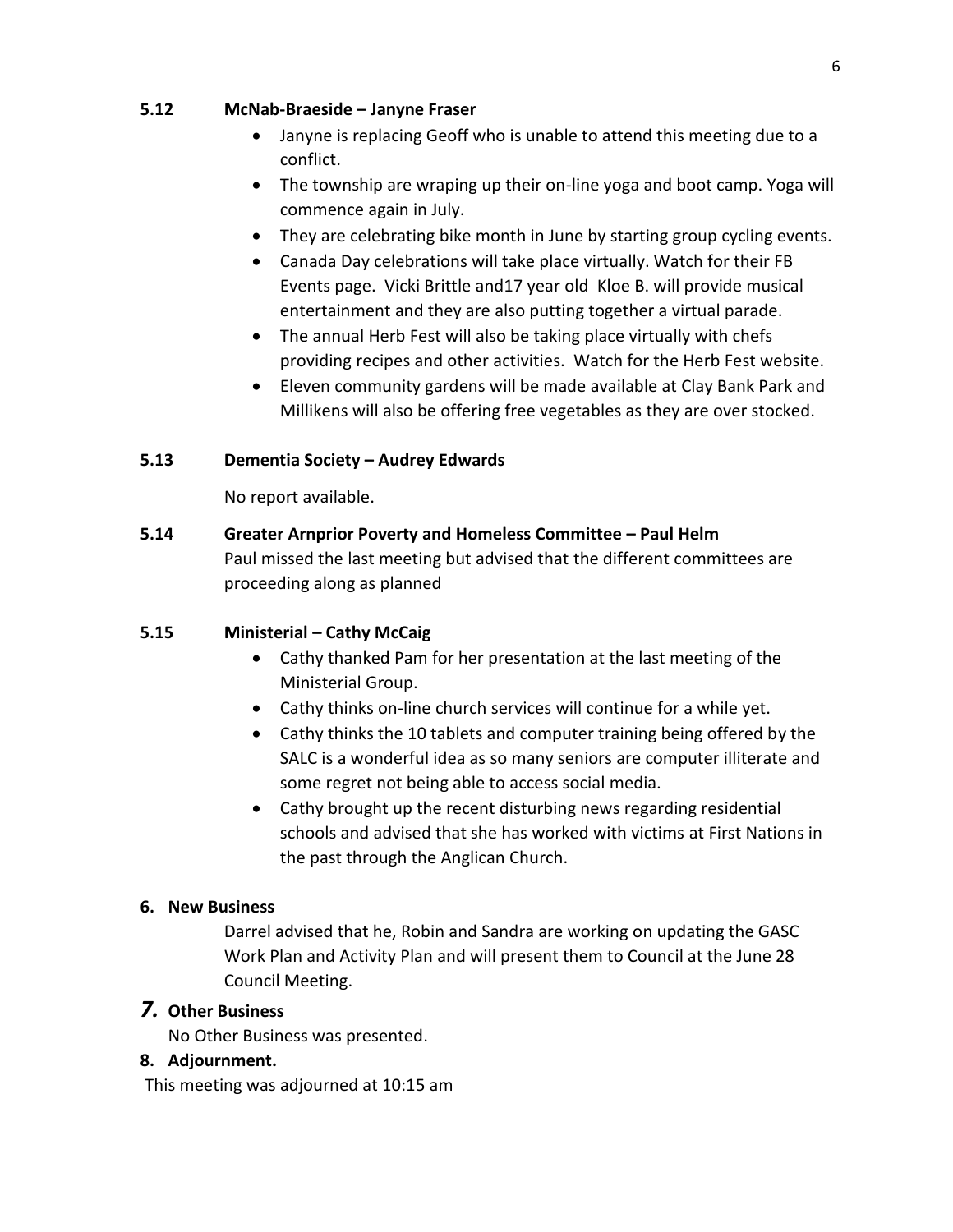**5.12 McNab-Braeside – Janyne Fraser**

- Janyne is replacing Geoff who is unable to attend this meeting due to a conflict.
- The township are wraping up their on-line yoga and boot camp. Yoga will commence again in July.
- They are celebrating bike month in June by starting group cycling events.
- Canada Day celebrations will take place virtually. Watch for their FB Events page. Vicki Brittle and17 year old Kloe B. will provide musical entertainment and they are also putting together a virtual parade.
- The annual Herb Fest will also be taking place virtually with chefs providing recipes and other activities. Watch for the Herb Fest website.
- Eleven community gardens will be made available at Clay Bank Park and Millikens will also be offering free vegetables as they are over stocked.

**5.13 Dementia Society – Audrey Edwards**

No report available.

**5.14 Greater Arnprior Poverty and Homeless Committee – Paul Helm**

Paul missed the last meeting but advised that the different committees are proceeding along as planned

**5.15 Ministerial – Cathy McCaig**

- Cathy thanked Pam for her presentation at the last meeting of the Ministerial Group.
- Cathy thinks on-line church services will continue for a while yet.
- Cathy thinks the 10 tablets and computer training being offered by the SALC is a wonderful idea as so many seniors are computer illiterate and some regret not being able to access social media.
- Cathy brought up the recent disturbing news regarding residential schools and advised that she has worked with victims at First Nations in the past through the Anglican Church.

**6. New Business**

Darrel advised that he, Robin and Sandra are working on updating the GASC Work Plan and Activity Plan and will present them to Council at the June 28 Council Meeting.

***7.* Other Business**

No Other Business was presented.

**8. Adjournment.**

This meeting was adjourned at 10:15 am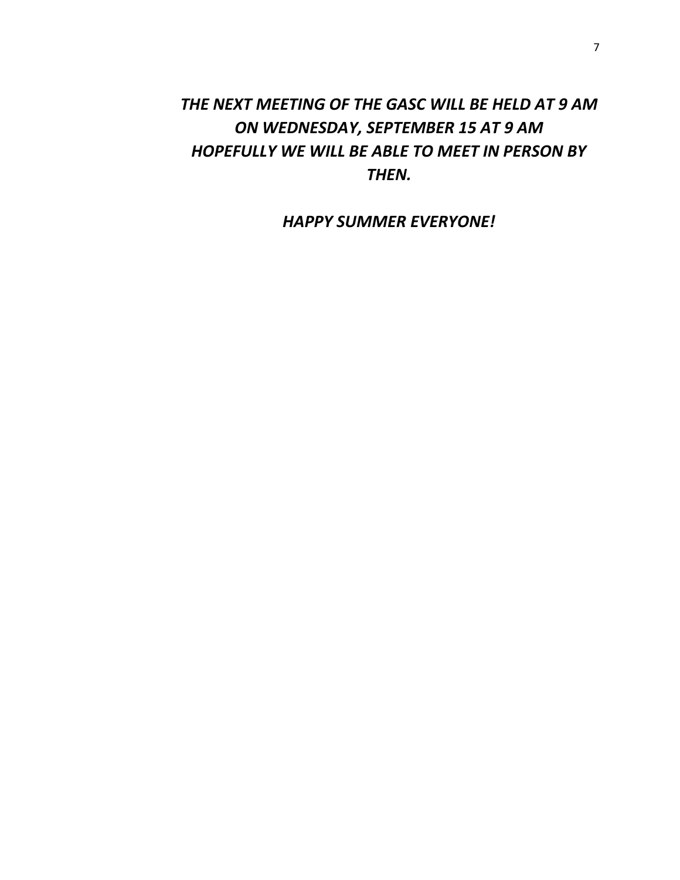***THE NEXT MEETING OF THE GASC WILL BE HELD AT 9 AM ON WEDNESDAY, SEPTEMBER 15 AT 9 AM HOPEFULLY WE WILL BE ABLE TO MEET IN PERSON BY THEN.***

***HAPPY SUMMER EVERYONE!***